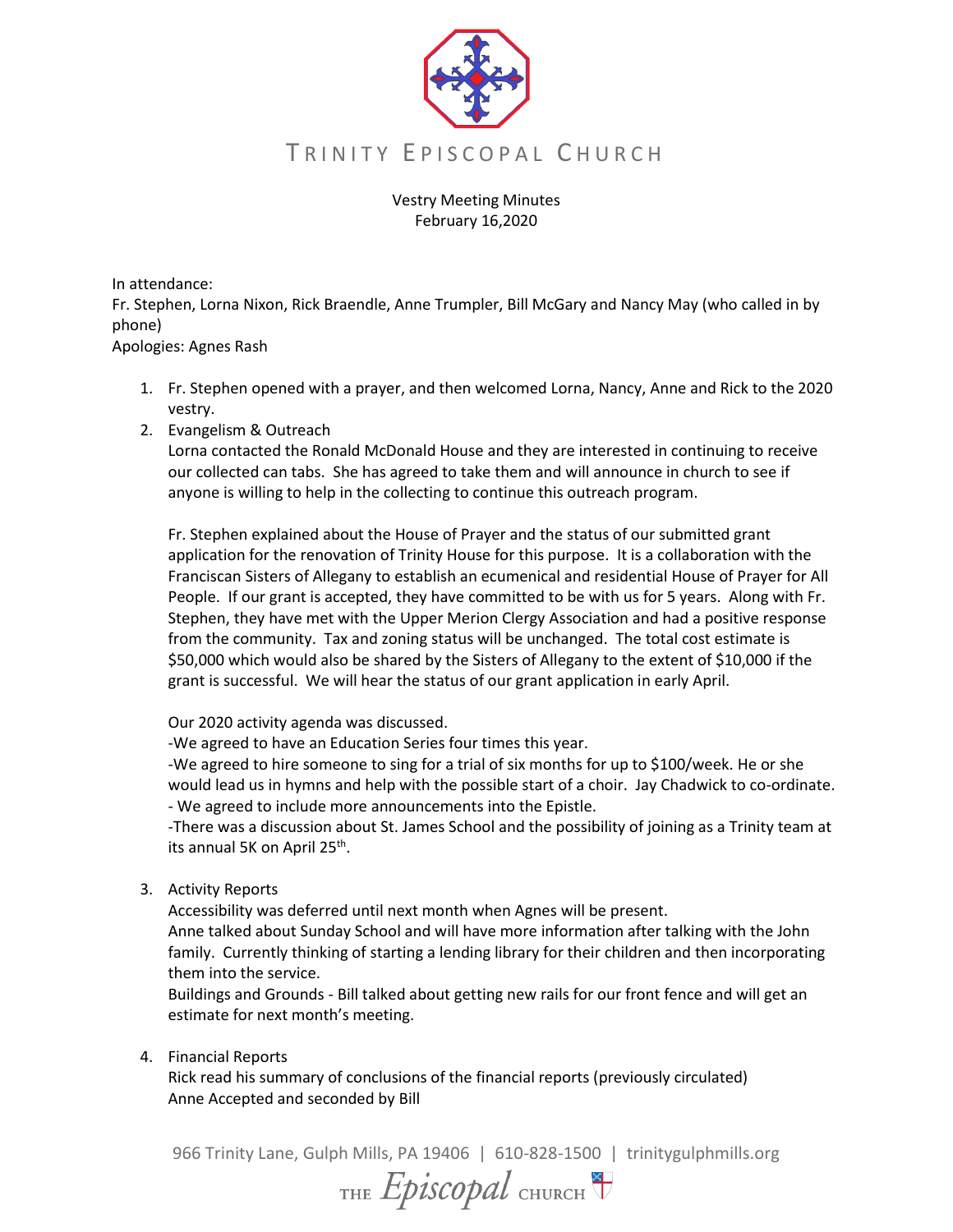# TRINITY EPISCOPAL CHURCH

Vestry Meeting Minutes
February 16,2020

In attendance:
Fr. Stephen, Lorna Nixon, Rick Braendle, Anne Trumpler, Bill McGary and Nancy May (who called in by phone)
Apologies: Agnes Rash

1. Fr. Stephen opened with a prayer, and then welcomed Lorna, Nancy, Anne and Rick to the 2020 vestry.
2. Evangelism & Outreach
   Lorna contacted the Ronald McDonald House and they are interested in continuing to receive our collected can tabs. She has agreed to take them and will announce in church to see if anyone is willing to help in the collecting to continue this outreach program.

   Fr. Stephen explained about the House of Prayer and the status of our submitted grant application for the renovation of Trinity House for this purpose. It is a collaboration with the Franciscan Sisters of Allegany to establish an ecumenical and residential House of Prayer for All People. If our grant is accepted, they have committed to be with us for 5 years. Along with Fr. Stephen, they have met with the Upper Merion Clergy Association and had a positive response from the community. Tax and zoning status will be unchanged. The total cost estimate is $50,000 which would also be shared by the Sisters of Allegany to the extent of $10,000 if the grant is successful. We will hear the status of our grant application in early April.

   Our 2020 activity agenda was discussed.
   -We agreed to have an Education Series four times this year.
   -We agreed to hire someone to sing for a trial of six months for up to $100/week. He or she would lead us in hymns and help with the possible start of a choir. Jay Chadwick to co-ordinate.
   - We agreed to include more announcements into the Epistle.
   -There was a discussion about St. James School and the possibility of joining as a Trinity team at its annual 5K on April 25th.

3. Activity Reports
   Accessibility was deferred until next month when Agnes will be present.
   Anne talked about Sunday School and will have more information after talking with the John family. Currently thinking of starting a lending library for their children and then incorporating them into the service.
   Buildings and Grounds - Bill talked about getting new rails for our front fence and will get an estimate for next month's meeting.

4. Financial Reports
   Rick read his summary of conclusions of the financial reports (previously circulated)
   Anne Accepted and seconded by Bill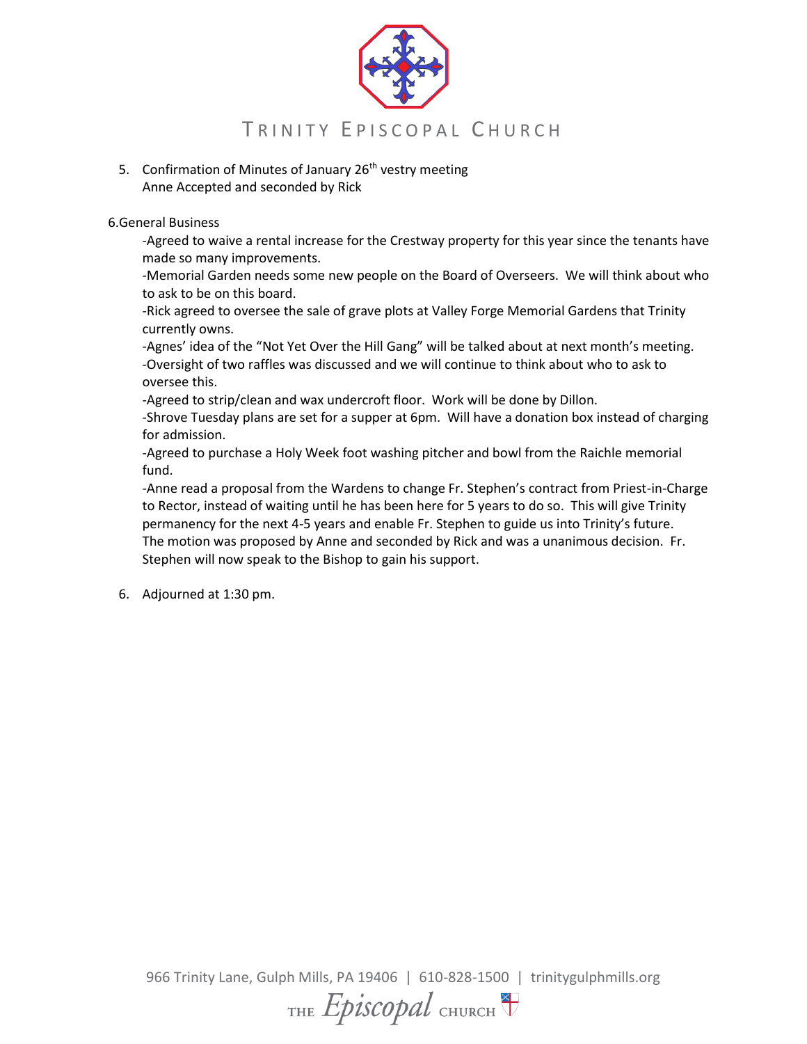TRINITY EPISCOPAL CHURCH

5. Confirmation of Minutes of January 26th vestry meeting
   Anne Accepted and seconded by Rick

6.General Business

   -Agreed to waive a rental increase for the Crestway property for this year since the tenants have made so many improvements.
   -Memorial Garden needs some new people on the Board of Overseers. We will think about who to ask to be on this board.
   -Rick agreed to oversee the sale of grave plots at Valley Forge Memorial Gardens that Trinity currently owns.
   -Agnes' idea of the "Not Yet Over the Hill Gang" will be talked about at next month's meeting.
   -Oversight of two raffles was discussed and we will continue to think about who to ask to oversee this.
   -Agreed to strip/clean and wax undercroft floor. Work will be done by Dillon.
   -Shrove Tuesday plans are set for a supper at 6pm. Will have a donation box instead of charging for admission.
   -Agreed to purchase a Holy Week foot washing pitcher and bowl from the Raichle memorial fund.
   -Anne read a proposal from the Wardens to change Fr. Stephen's contract from Priest-in-Charge to Rector, instead of waiting until he has been here for 5 years to do so. This will give Trinity permanency for the next 4-5 years and enable Fr. Stephen to guide us into Trinity's future.
   The motion was proposed by Anne and seconded by Rick and was a unanimous decision. Fr. Stephen will now speak to the Bishop to gain his support.

6. Adjourned at 1:30 pm.

966 Trinity Lane, Gulph Mills, PA 19406 | 610-828-1500 | trinitygulphmills.org

THE *Episcopal* CHURCH